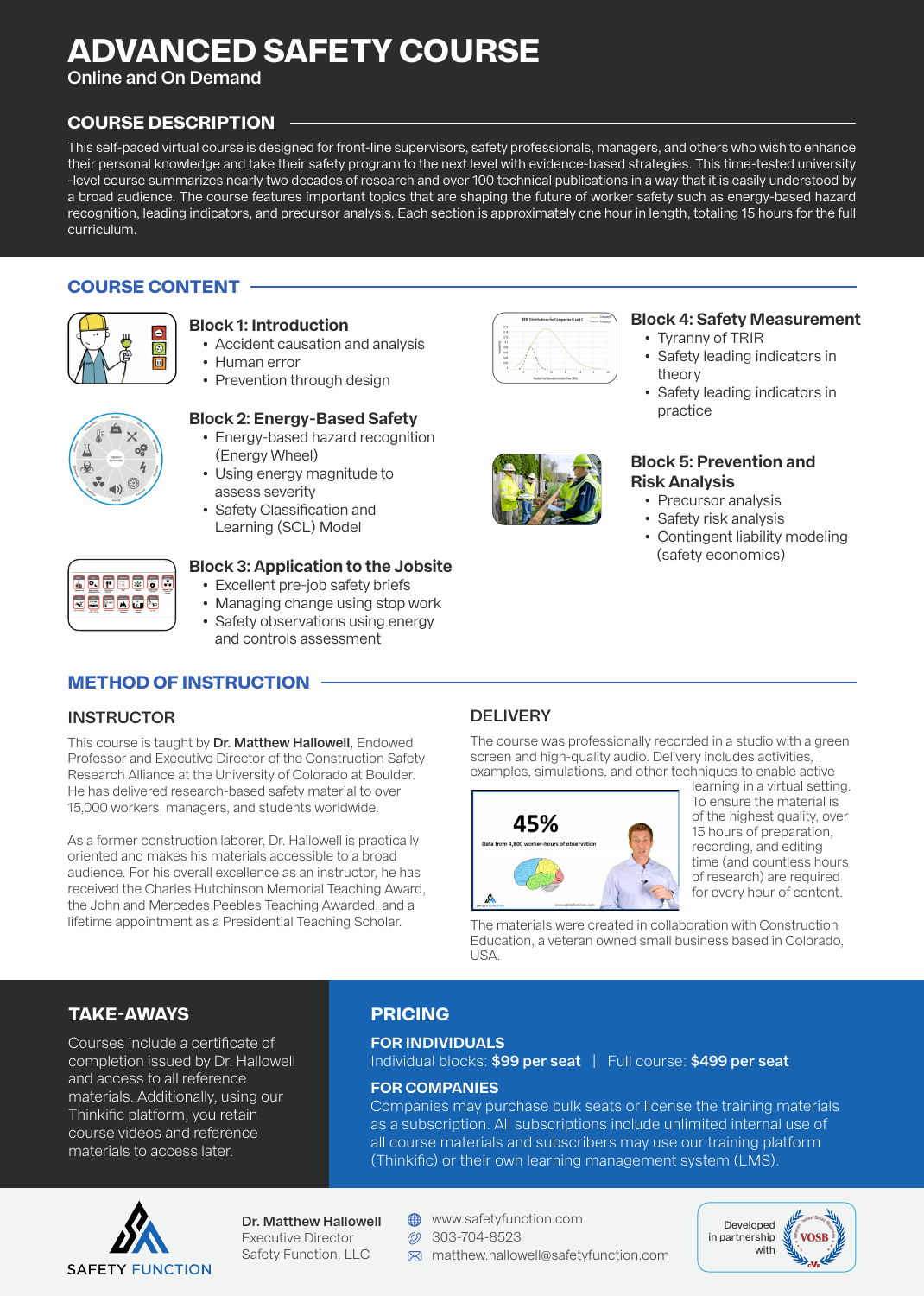# ADVANCED SAFETY COURSE

Online and On Demand

## COURSE DESCRIPTION

This self-paced virtual course is designed for front-line supervisors, safety professionals, managers, and others who wish to enhance their personal knowledge and take their safety program to the next level with evidence-based strategies. This time-tested university -level course summarizes nearly two decades of research and over 100 technical publications in a way that it is easily understood by a broad audience. The course features important topics that are shaping the future of worker safety such as energy-based hazard recognition, leading indicators, and precursor analysis. Each section is approximately one hour in length, totaling 15 hours for the full curriculum.

## COURSE CONTENT

### Block 1: Introduction

- Accident causation and analysis
- Human error
- Prevention through design

### Block 2: Energy-Based Safety

- Energy-based hazard recognition (Energy Wheel)
- Using energy magnitude to assess severity
- Safety Classification and Learning (SCL) Model

### Block 3: Application to the Jobsite

- Excellent pre-job safety briefs
- Managing change using stop work
- Safety observations using energy and controls assessment

### Block 4: Safety Measurement

- Tyranny of TRIR
- Safety leading indicators in theory
- Safety leading indicators in practice

### Block 5: Prevention and Risk Analysis

- Precursor analysis
- Safety risk analysis
- Contingent liability modeling (safety economics)

## METHOD OF INSTRUCTION

### INSTRUCTOR

This course is taught by **Dr. Matthew Hallowell**, Endowed Professor and Executive Director of the Construction Safety Research Alliance at the University of Colorado at Boulder. He has delivered research-based safety material to over 15,000 workers, managers, and students worldwide.

As a former construction laborer, Dr. Hallowell is practically oriented and makes his materials accessible to a broad audience. For his overall excellence as an instructor, he has received the Charles Hutchinson Memorial Teaching Award, the John and Mercedes Peebles Teaching Awarded, and a lifetime appointment as a Presidential Teaching Scholar.

### DELIVERY

The course was professionally recorded in a studio with a green screen and high-quality audio. Delivery includes activities, examples, simulations, and other techniques to enable active learning in a virtual setting. To ensure the material is of the highest quality, over 15 hours of preparation, recording, and editing time (and countless hours of research) are required for every hour of content.

The materials were created in collaboration with Construction Education, a veteran owned small business based in Colorado, USA.

## TAKE-AWAYS

Courses include a certificate of completion issued by Dr. Hallowell and access to all reference materials. Additionally, using our Thinkific platform, you retain course videos and reference materials to access later.

## PRICING

### FOR INDIVIDUALS

Individual blocks: **$99 per seat** | Full course: **$499 per seat**

### FOR COMPANIES

Companies may purchase bulk seats or license the training materials as a subscription. All subscriptions include unlimited internal use of all course materials and subscribers may use our training platform (Thinkific) or their own learning management system (LMS).

---

SAFETY FUNCTION

**Dr. Matthew Hallowell**
Executive Director
Safety Function, LLC

www.safetyfunction.com
303-704-8523
matthew.hallowell@safetyfunction.com

Developed in partnership with VOSB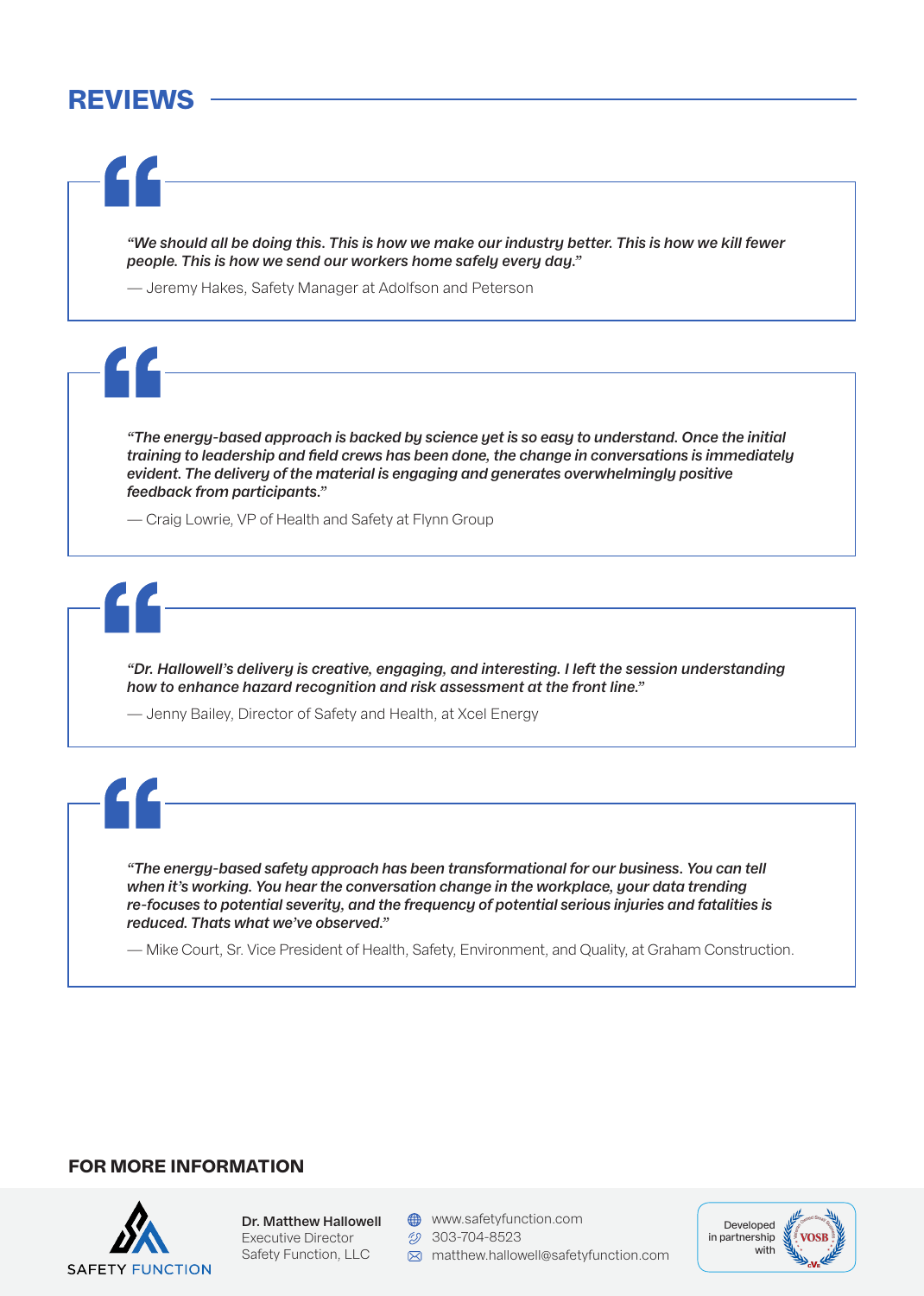## REVIEWS

*"We should all be doing this. This is how we make our industry better. This is how we kill fewer people. This is how we send our workers home safely every day."*

— Jeremy Hakes, Safety Manager at Adolfson and Peterson

*"The energy-based approach is backed by science yet is so easy to understand. Once the initial training to leadership and field crews has been done, the change in conversations is immediately evident. The delivery of the material is engaging and generates overwhelmingly positive feedback from participants."*

— Craig Lowrie, VP of Health and Safety at Flynn Group

*"Dr. Hallowell's delivery is creative, engaging, and interesting. I left the session understanding how to enhance hazard recognition and risk assessment at the front line."*

— Jenny Bailey, Director of Safety and Health, at Xcel Energy

*"The energy-based safety approach has been transformational for our business. You can tell when it's working. You hear the conversation change in the workplace, your data trending re-focuses to potential severity, and the frequency of potential serious injuries and fatalities is reduced. Thats what we've observed."*

— Mike Court, Sr. Vice President of Health, Safety, Environment, and Quality, at Graham Construction.

### FOR MORE INFORMATION

SAFETY FUNCTION

**Dr. Matthew Hallowell**
Executive Director
Safety Function, LLC

www.safetyfunction.com
303-704-8523
matthew.hallowell@safetyfunction.com

Developed in partnership with VOSB